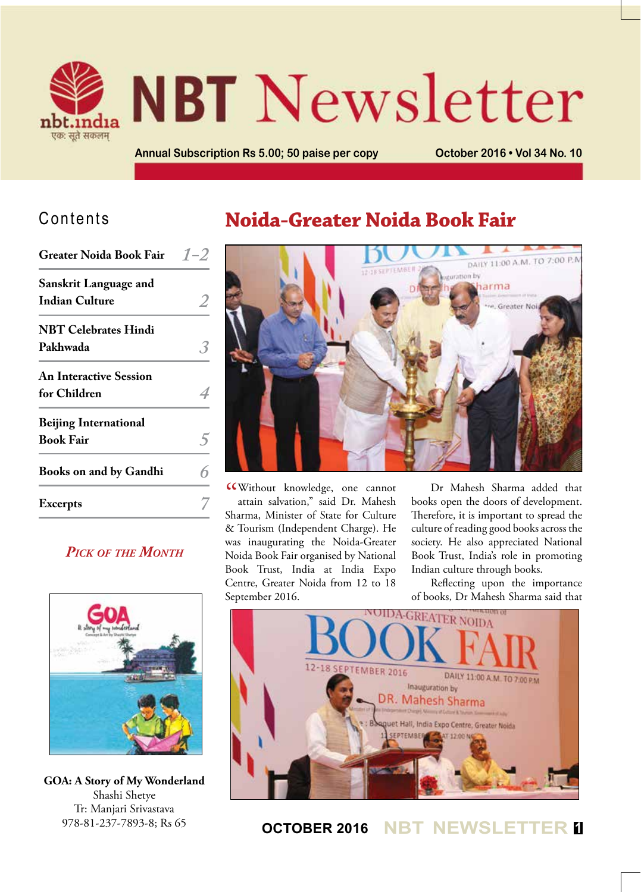# NBT Newsletter

Annual Subscription Rs 5.00; 50 paise per copy

October 2016 • Vol 34 No. 10

## Contents

| | |
|---|---|
| Greater Noida Book Fair | 1–2 |
| Sanskrit Language and Indian Culture | 2 |
| NBT Celebrates Hindi Pakhwada | 3 |
| An Interactive Session for Children | 4 |
| Beijing International Book Fair | 5 |
| Books on and by Gandhi | 6 |
| Excerpts | 7 |

*PICK OF THE MONTH*

**GOA: A Story of My Wonderland**
Shashi Shetye
Tr: Manjari Srivastava
978-81-237-7893-8; Rs 65

# Noida-Greater Noida Book Fair

"Without knowledge, one cannot attain salvation," said Dr. Mahesh Sharma, Minister of State for Culture & Tourism (Independent Charge). He was inaugurating the Noida-Greater Noida Book Fair organised by National Book Trust, India at India Expo Centre, Greater Noida from 12 to 18 September 2016.

Dr Mahesh Sharma added that books open the doors of development. Therefore, it is important to spread the culture of reading good books across the society. He also appreciated National Book Trust, India's role in promoting Indian culture through books.

Reflecting upon the importance of books, Dr Mahesh Sharma said that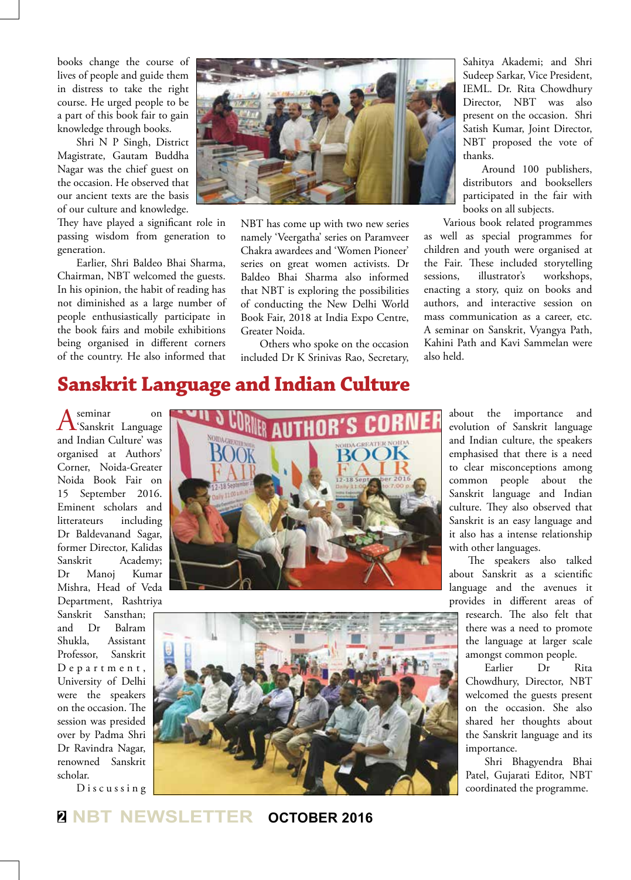books change the course of lives of people and guide them in distress to take the right course. He urged people to be a part of this book fair to gain knowledge through books.

Shri N P Singh, District Magistrate, Gautam Buddha Nagar was the chief guest on the occasion. He observed that our ancient texts are the basis of our culture and knowledge. They have played a significant role in passing wisdom from generation to generation.

Earlier, Shri Baldeo Bhai Sharma, Chairman, NBT welcomed the guests. In his opinion, the habit of reading has not diminished as a large number of people enthusiastically participate in the book fairs and mobile exhibitions being organised in different corners of the country. He also informed that NBT has come up with two new series namely 'Veergatha' series on Paramveer Chakra awardees and 'Women Pioneer' series on great women activists. Dr Baldeo Bhai Sharma also informed that NBT is exploring the possibilities of conducting the New Delhi World Book Fair, 2018 at India Expo Centre, Greater Noida.

Others who spoke on the occasion included Dr K Srinivas Rao, Secretary, Sahitya Akademi; and Shri Sudeep Sarkar, Vice President, IEML. Dr. Rita Chowdhury Director, NBT was also present on the occasion. Shri Satish Kumar, Joint Director, NBT proposed the vote of thanks.

Around 100 publishers, distributors and booksellers participated in the fair with books on all subjects.

Various book related programmes as well as special programmes for children and youth were organised at the Fair. These included storytelling sessions, illustrator's workshops, enacting a story, quiz on books and authors, and interactive session on mass communication as a career, etc. A seminar on Sanskrit, Vyangya Path, Kahini Path and Kavi Sammelan were also held.

## Sanskrit Language and Indian Culture

A seminar on 'Sanskrit Language and Indian Culture' was organised at Authors' Corner, Noida-Greater Noida Book Fair on 15 September 2016. Eminent scholars and litterateurs including Dr Baldevanand Sagar, former Director, Kalidas Sanskrit Academy; Dr Manoj Kumar Mishra, Head of Veda Department, Rashtriya Sanskrit Sansthan; and Dr Balram Shukla, Assistant Professor, Sanskrit Department, University of Delhi were the speakers on the occasion. The session was presided over by Padma Shri Dr Ravindra Nagar, renowned Sanskrit scholar.

Discussing about the importance and evolution of Sanskrit language and Indian culture, the speakers emphasised that there is a need to clear misconceptions among common people about the Sanskrit language and Indian culture. They also observed that Sanskrit is an easy language and it also has a intense relationship with other languages.

The speakers also talked about Sanskrit as a scientific language and the avenues it provides in different areas of research. The also felt that there was a need to promote the language at larger scale amongst common people.

Earlier Dr Rita Chowdhury, Director, NBT welcomed the guests present on the occasion. She also shared her thoughts about the Sanskrit language and its importance.

Shri Bhagyendra Bhai Patel, Gujarati Editor, NBT coordinated the programme.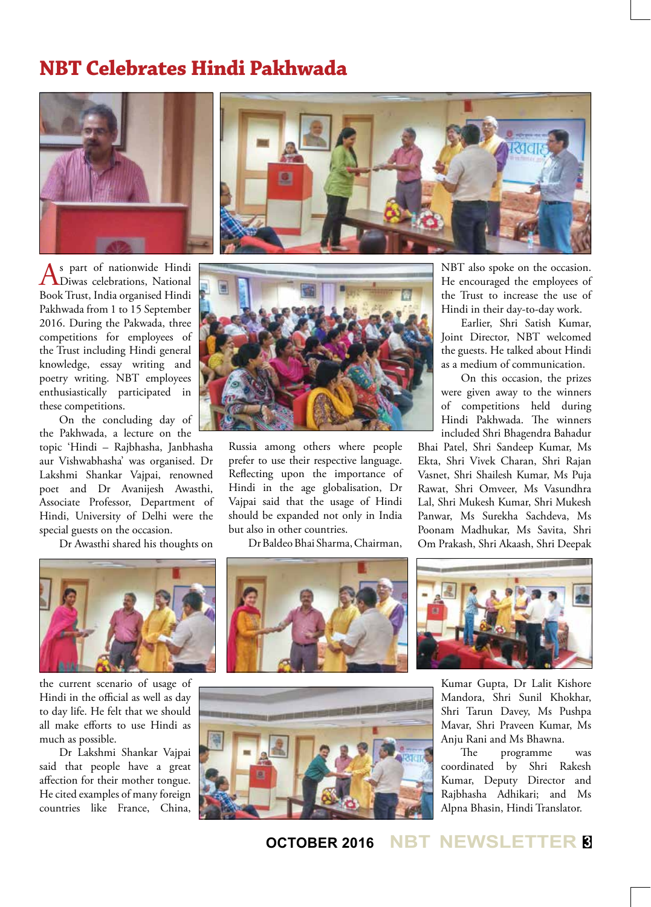# NBT Celebrates Hindi Pakhwada

As part of nationwide Hindi Diwas celebrations, National Book Trust, India organised Hindi Pakhwada from 1 to 15 September 2016. During the Pakwada, three competitions for employees of the Trust including Hindi general knowledge, essay writing and poetry writing. NBT employees enthusiastically participated in these competitions.

On the concluding day of the Pakhwada, a lecture on the topic 'Hindi – Rajbhasha, Janbhasha aur Vishwabhasha' was organised. Dr Lakshmi Shankar Vajpai, renowned poet and Dr Avanijesh Awasthi, Associate Professor, Department of Hindi, University of Delhi were the special guests on the occasion.

Dr Awasthi shared his thoughts on the current scenario of usage of Hindi in the official as well as day to day life. He felt that we should all make efforts to use Hindi as much as possible.

Dr Lakshmi Shankar Vajpai said that people have a great affection for their mother tongue. He cited examples of many foreign countries like France, China, Russia among others where people prefer to use their respective language. Reflecting upon the importance of Hindi in the age globalisation, Dr Vajpai said that the usage of Hindi should be expanded not only in India but also in other countries.

Dr Baldeo Bhai Sharma, Chairman, NBT also spoke on the occasion. He encouraged the employees of the Trust to increase the use of Hindi in their day-to-day work.

Earlier, Shri Satish Kumar, Joint Director, NBT welcomed the guests. He talked about Hindi as a medium of communication.

On this occasion, the prizes were given away to the winners of competitions held during Hindi Pakhwada. The winners included Shri Bhagendra Bahadur Bhai Patel, Shri Sandeep Kumar, Ms Ekta, Shri Vivek Charan, Shri Rajan Vasnet, Shri Shailesh Kumar, Ms Puja Rawat, Shri Omveer, Ms Vasundhra Lal, Shri Mukesh Kumar, Shri Mukesh Panwar, Ms Surekha Sachdeva, Ms Poonam Madhukar, Ms Savita, Shri Om Prakash, Shri Akaash, Shri Deepak Kumar Gupta, Dr Lalit Kishore Mandora, Shri Sunil Khokhar, Shri Tarun Davey, Ms Pushpa Mavar, Shri Praveen Kumar, Ms Anju Rani and Ms Bhawna.

The programme was coordinated by Shri Rakesh Kumar, Deputy Director and Rajbhasha Adhikari; and Ms Alpna Bhasin, Hindi Translator.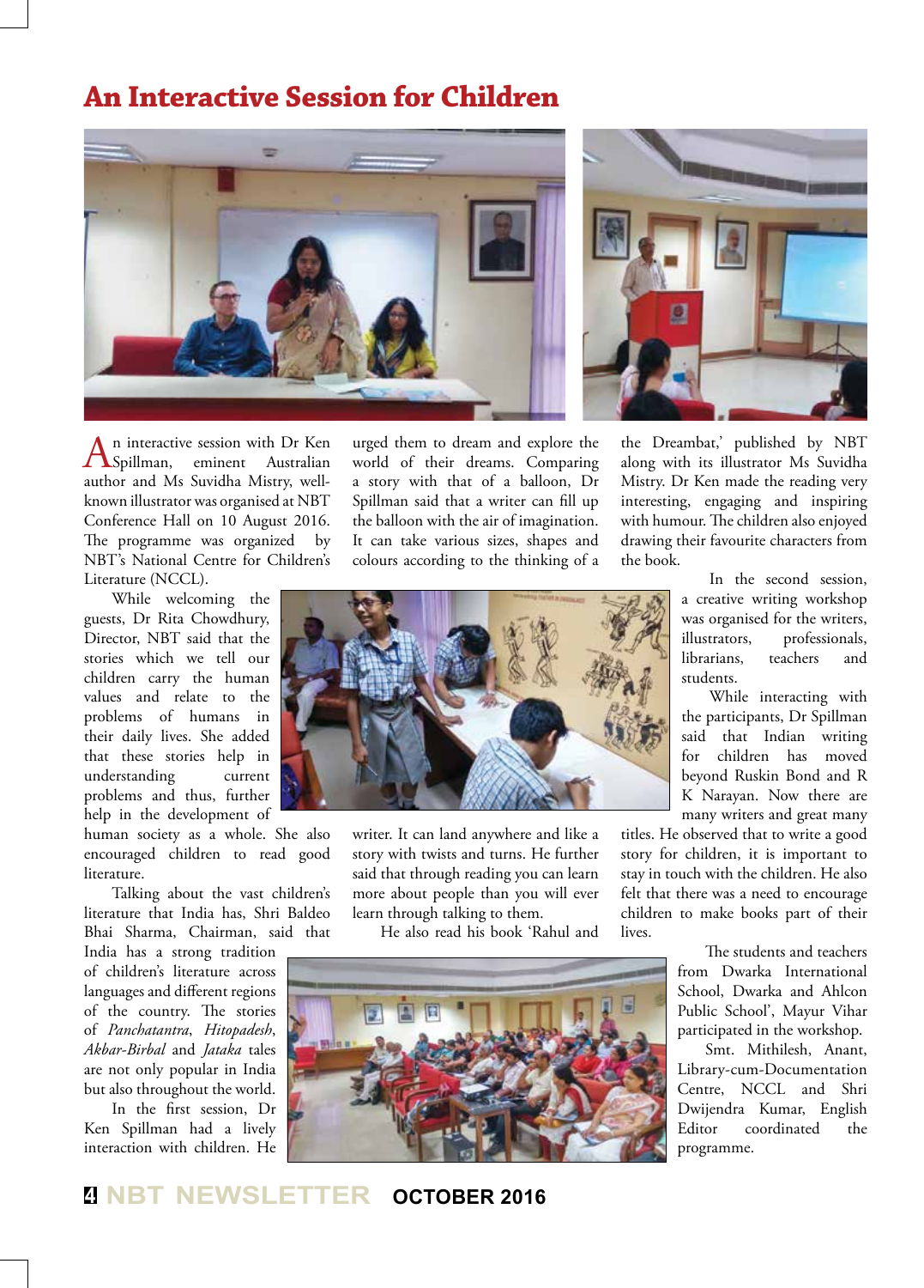# An Interactive Session for Children

An interactive session with Dr Ken Spillman, eminent Australian author and Ms Suvidha Mistry, well-known illustrator was organised at NBT Conference Hall on 10 August 2016. The programme was organized by NBT's National Centre for Children's Literature (NCCL).

While welcoming the guests, Dr Rita Chowdhury, Director, NBT said that the stories which we tell our children carry the human values and relate to the problems of humans in their daily lives. She added that these stories help in understanding current problems and thus, further help in the development of human society as a whole. She also encouraged children to read good literature.

Talking about the vast children's literature that India has, Shri Baldeo Bhai Sharma, Chairman, said that India has a strong tradition of children's literature across languages and different regions of the country. The stories of *Panchatantra*, *Hitopadesh*, *Akbar-Birbal* and *Jataka* tales are not only popular in India but also throughout the world.

In the first session, Dr Ken Spillman had a lively interaction with children. He urged them to dream and explore the world of their dreams. Comparing a story with that of a balloon, Dr Spillman said that a writer can fill up the balloon with the air of imagination. It can take various sizes, shapes and colours according to the thinking of a writer. It can land anywhere and like a story with twists and turns. He further said that through reading you can learn more about people than you will ever learn through talking to them.

He also read his book 'Rahul and the Dreambat,' published by NBT along with its illustrator Ms Suvidha Mistry. Dr Ken made the reading very interesting, engaging and inspiring with humour. The children also enjoyed drawing their favourite characters from the book.

In the second session, a creative writing workshop was organised for the writers, illustrators, professionals, librarians, teachers and students.

While interacting with the participants, Dr Spillman said that Indian writing for children has moved beyond Ruskin Bond and R K Narayan. Now there are many writers and great many titles. He observed that to write a good story for children, it is important to stay in touch with the children. He also felt that there was a need to encourage children to make books part of their lives.

The students and teachers from Dwarka International School, Dwarka and Ahlcon Public School', Mayur Vihar participated in the workshop.

Smt. Mithilesh, Anant, Library-cum-Documentation Centre, NCCL and Shri Dwijendra Kumar, English Editor coordinated the programme.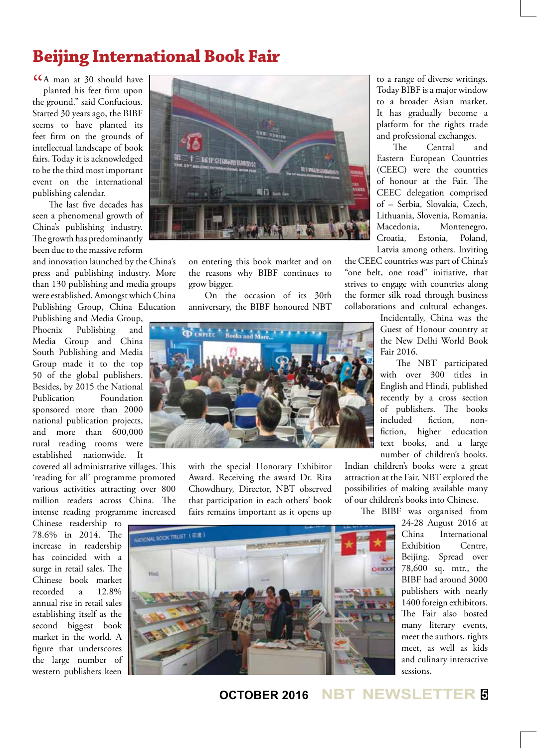# Beijing International Book Fair

"A man at 30 should have planted his feet firm upon the ground." said Confucius. Started 30 years ago, the BIBF seems to have planted its feet firm on the grounds of intellectual landscape of book fairs. Today it is acknowledged to be the third most important event on the international publishing calendar.

The last five decades has seen a phenomenal growth of China's publishing industry. The growth has predominantly been due to the massive reform and innovation launched by the China's press and publishing industry. More than 130 publishing and media groups were established. Amongst which China Publishing Group, China Education Publishing and Media Group, Phoenix Publishing and Media Group and China South Publishing and Media Group made it to the top 50 of the global publishers. Besides, by 2015 the National Publication Foundation sponsored more than 2000 national publication projects, and more than 600,000 rural reading rooms were established nationwide. It covered all administrative villages. This 'reading for all' programme promoted various activities attracting over 800 million readers across China. The intense reading programme increased Chinese readership to 78.6% in 2014. The increase in readership has coincided with a surge in retail sales. The Chinese book market recorded a 12.8% annual rise in retail sales establishing itself as the second biggest book market in the world. A figure that underscores the large number of western publishers keen on entering this book market and on the reasons why BIBF continues to grow bigger.

On the occasion of its 30th anniversary, the BIBF honoured NBT with the special Honorary Exhibitor Award. Receiving the award Dr. Rita Chowdhury, Director, NBT observed that participation in each others' book fairs remains important as it opens up to a range of diverse writings. Today BIBF is a major window to a broader Asian market. It has gradually become a platform for the rights trade and professional exchanges.

The Central and Eastern European Countries (CEEC) were the countries of honour at the Fair. The CEEC delegation comprised of – Serbia, Slovakia, Czech, Lithuania, Slovenia, Romania, Macedonia, Montenegro, Croatia, Estonia, Poland, Latvia among others. Inviting the CEEC countries was part of China's "one belt, one road" initiative, that strives to engage with countries along the former silk road through business collaborations and cultural echanges. Incidentally, China was the Guest of Honour country at the New Delhi World Book Fair 2016.

The NBT participated with over 300 titles in English and Hindi, published recently by a cross section of publishers. The books included fiction, non-fiction, higher education text books, and a large number of children's books. Indian children's books were a great attraction at the Fair. NBT explored the possibilities of making available many of our children's books into Chinese.

The BIBF was organised from 24-28 August 2016 at China International Exhibition Centre, Beijing. Spread over 78,600 sq. mtr., the BIBF had around 3000 publishers with nearly 1400 foreign exhibitors. The Fair also hosted many literary events, meet the authors, rights meet, as well as kids and culinary interactive sessions.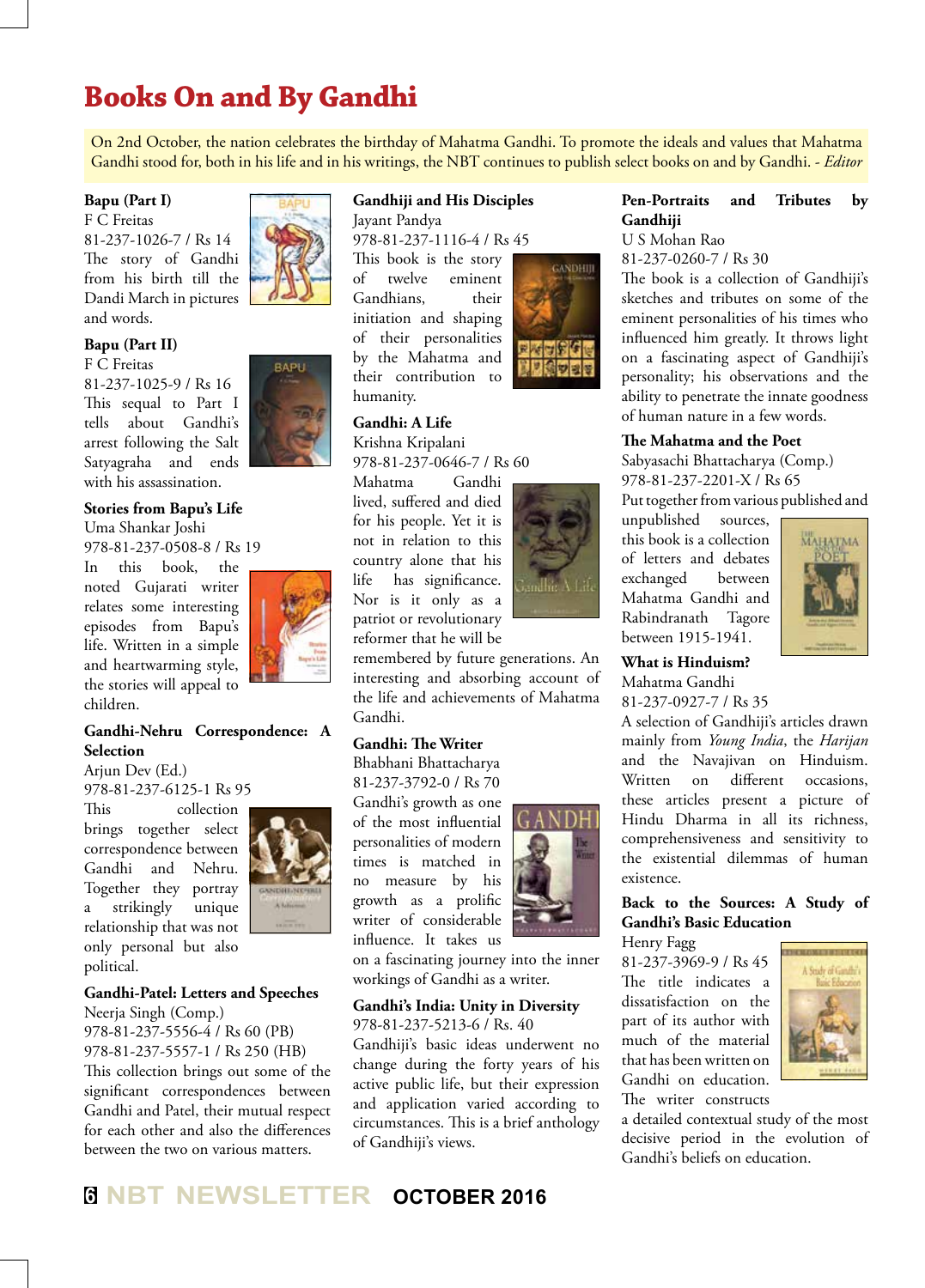# Books On and By Gandhi

On 2nd October, the nation celebrates the birthday of Mahatma Gandhi. To promote the ideals and values that Mahatma Gandhi stood for, both in his life and in his writings, the NBT continues to publish select books on and by Gandhi. - *Editor*

**Bapu (Part I)**
F C Freitas
81-237-1026-7 / Rs 14
The story of Gandhi from his birth till the Dandi March in pictures and words.

**Bapu (Part II)**
F C Freitas
81-237-1025-9 / Rs 16
This sequal to Part I tells about Gandhi's arrest following the Salt Satyagraha and ends with his assassination.

**Stories from Bapu's Life**
Uma Shankar Joshi
978-81-237-0508-8 / Rs 19
In this book, the noted Gujarati writer relates some interesting episodes from Bapu's life. Written in a simple and heartwarming style, the stories will appeal to children.

**Gandhi-Nehru Correspondence: A Selection**
Arjun Dev (Ed.)
978-81-237-6125-1 Rs 95
This collection brings together select correspondence between Gandhi and Nehru. Together they portray a strikingly unique relationship that was not only personal but also political.

**Gandhi-Patel: Letters and Speeches**
Neerja Singh (Comp.)
978-81-237-5556-4 / Rs 60 (PB)
978-81-237-5557-1 / Rs 250 (HB)
This collection brings out some of the significant correspondences between Gandhi and Patel, their mutual respect for each other and also the differences between the two on various matters.

**Gandhiji and His Disciples**
Jayant Pandya
978-81-237-1116-4 / Rs 45
This book is the story of twelve eminent Gandhians, their initiation and shaping of their personalities by the Mahatma and their contribution to humanity.

**Gandhi: A Life**
Krishna Kripalani
978-81-237-0646-7 / Rs 60
Mahatma Gandhi lived, suffered and died for his people. Yet it is not in relation to this country alone that his life has significance. Nor is it only as a patriot or revolutionary reformer that he will be remembered by future generations. An interesting and absorbing account of the life and achievements of Mahatma Gandhi.

**Gandhi: The Writer**
Bhabhani Bhattacharya
81-237-3792-0 / Rs 70
Gandhi's growth as one of the most influential personalities of modern times is matched in no measure by his growth as a prolific writer of considerable influence. It takes us on a fascinating journey into the inner workings of Gandhi as a writer.

**Gandhi's India: Unity in Diversity**
978-81-237-5213-6 / Rs. 40
Gandhiji's basic ideas underwent no change during the forty years of his active public life, but their expression and application varied according to circumstances. This is a brief anthology of Gandhiji's views.

**Pen-Portraits and Tributes by Gandhiji**
U S Mohan Rao
81-237-0260-7 / Rs 30
The book is a collection of Gandhiji's sketches and tributes on some of the eminent personalities of his times who influenced him greatly. It throws light on a fascinating aspect of Gandhiji's personality; his observations and the ability to penetrate the innate goodness of human nature in a few words.

**The Mahatma and the Poet**
Sabyasachi Bhattacharya (Comp.)
978-81-237-2201-X / Rs 65
Put together from various published and unpublished sources, this book is a collection of letters and debates exchanged between Mahatma Gandhi and Rabindranath Tagore between 1915-1941.

**What is Hinduism?**
Mahatma Gandhi
81-237-0927-7 / Rs 35
A selection of Gandhiji's articles drawn mainly from *Young India*, the *Harijan* and the Navajivan on Hinduism. Written on different occasions, these articles present a picture of Hindu Dharma in all its richness, comprehensiveness and sensitivity to the existential dilemmas of human existence.

**Back to the Sources: A Study of Gandhi's Basic Education**
Henry Fagg
81-237-3969-9 / Rs 45
The title indicates a dissatisfaction on the part of its author with much of the material that has been written on Gandhi on education. The writer constructs a detailed contextual study of the most decisive period in the evolution of Gandhi's beliefs on education.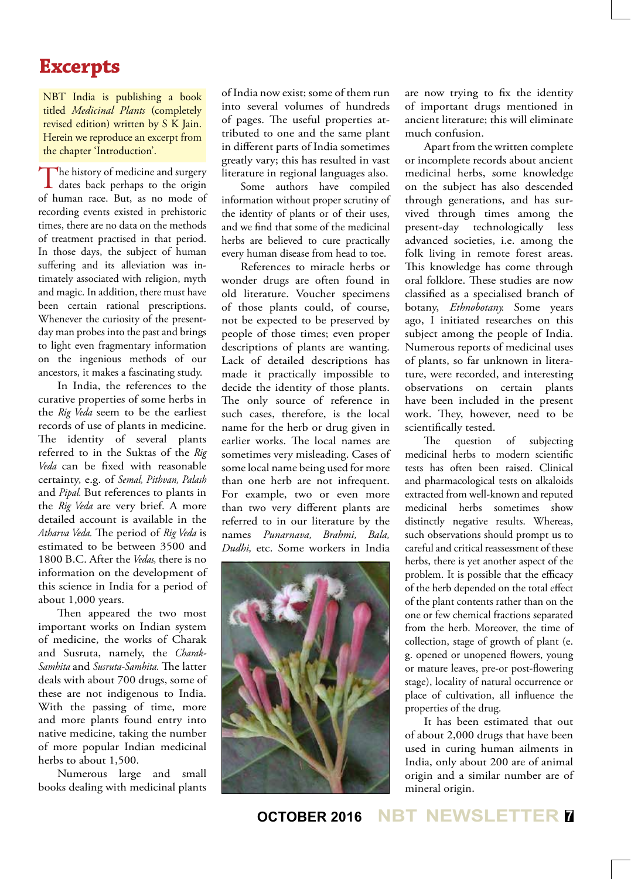# Excerpts

NBT India is publishing a book titled *Medicinal Plants* (completely revised edition) written by S K Jain. Herein we reproduce an excerpt from the chapter 'Introduction'.

The history of medicine and surgery dates back perhaps to the origin of human race. But, as no mode of recording events existed in prehistoric times, there are no data on the methods of treatment practised in that period. In those days, the subject of human suffering and its alleviation was intimately associated with religion, myth and magic. In addition, there must have been certain rational prescriptions. Whenever the curiosity of the present-day man probes into the past and brings to light even fragmentary information on the ingenious methods of our ancestors, it makes a fascinating study.

In India, the references to the curative properties of some herbs in the *Rig Veda* seem to be the earliest records of use of plants in medicine. The identity of several plants referred to in the Suktas of the *Rig Veda* can be fixed with reasonable certainty, e.g. of *Semal, Pithvan, Palash* and *Pipal.* But references to plants in the *Rig Veda* are very brief. A more detailed account is available in the *Atharva Veda.* The period of *Rig Veda* is estimated to be between 3500 and 1800 B.C. After the *Vedas,* there is no information on the development of this science in India for a period of about 1,000 years.

Then appeared the two most important works on Indian system of medicine, the works of Charak and Susruta, namely, the *Charak-Samhita* and *Susruta-Samhita.* The latter deals with about 700 drugs, some of these are not indigenous to India. With the passing of time, more and more plants found entry into native medicine, taking the number of more popular Indian medicinal herbs to about 1,500.

Numerous large and small books dealing with medicinal plants of India now exist; some of them run into several volumes of hundreds of pages. The useful properties attributed to one and the same plant in different parts of India sometimes greatly vary; this has resulted in vast literature in regional languages also.

Some authors have compiled information without proper scrutiny of the identity of plants or of their uses, and we find that some of the medicinal herbs are believed to cure practically every human disease from head to toe.

References to miracle herbs or wonder drugs are often found in old literature. Voucher specimens of those plants could, of course, not be expected to be preserved by people of those times; even proper descriptions of plants are wanting. Lack of detailed descriptions has made it practically impossible to decide the identity of those plants. The only source of reference in such cases, therefore, is the local name for the herb or drug given in earlier works. The local names are sometimes very misleading. Cases of some local name being used for more than one herb are not infrequent. For example, two or even more than two very different plants are referred to in our literature by the names *Punarnava, Brahmi, Bala, Dudhi,* etc. Some workers in India are now trying to fix the identity of important drugs mentioned in ancient literature; this will eliminate much confusion.

Apart from the written complete or incomplete records about ancient medicinal herbs, some knowledge on the subject has also descended through generations, and has survived through times among the present-day technologically less advanced societies, i.e. among the folk living in remote forest areas. This knowledge has come through oral folklore. These studies are now classified as a specialised branch of botany, *Ethnobotany.* Some years ago, I initiated researches on this subject among the people of India. Numerous reports of medicinal uses of plants, so far unknown in literature, were recorded, and interesting observations on certain plants have been included in the present work. They, however, need to be scientifically tested.

The question of subjecting medicinal herbs to modern scientific tests has often been raised. Clinical and pharmacological tests on alkaloids extracted from well-known and reputed medicinal herbs sometimes show distinctly negative results. Whereas, such observations should prompt us to careful and critical reassessment of these herbs, there is yet another aspect of the problem. It is possible that the efficacy of the herb depended on the total effect of the plant contents rather than on the one or few chemical fractions separated from the herb. Moreover, the time of collection, stage of growth of plant (e. g. opened or unopened flowers, young or mature leaves, pre-or post-flowering stage), locality of natural occurrence or place of cultivation, all influence the properties of the drug.

It has been estimated that out of about 2,000 drugs that have been used in curing human ailments in India, only about 200 are of animal origin and a similar number are of mineral origin.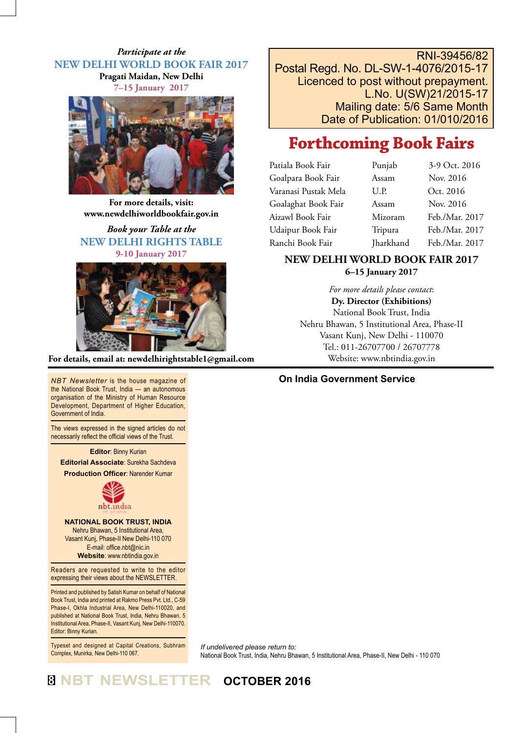*Participate at the*

## NEW DELHI WORLD BOOK FAIR 2017

**Pragati Maidan, New Delhi**

7–15 January 2017

**For more details, visit:**
**www.newdelhiworldbookfair.gov.in**

*Book your Table at the*

## NEW DELHI RIGHTS TABLE

9-10 January 2017

**For details, email at: newdelhirightstable1@gmail.com**

RNI-39456/82
Postal Regd. No. DL-SW-1-4076/2015-17
Licenced to post without prepayment.
L.No. U(SW)21/2015-17
Mailing date: 5/6 Same Month
Date of Publication: 01/010/2016

# Forthcoming Book Fairs

| | | |
|---|---|---|
| Patiala Book Fair | Punjab | 3-9 Oct. 2016 |
| Goalpara Book Fair | Assam | Nov. 2016 |
| Varanasi Pustak Mela | U.P. | Oct. 2016 |
| Goalaghat Book Fair | Assam | Nov. 2016 |
| Aizawl Book Fair | Mizoram | Feb./Mar. 2017 |
| Udaipur Book Fair | Tripura | Feb./Mar. 2017 |
| Ranchi Book Fair | Jharkhand | Feb./Mar. 2017 |

## NEW DELHI WORLD BOOK FAIR 2017

**6–15 January 2017**

*For more details please contact*:
**Dy. Director (Exhibitions)**
National Book Trust, India
Nehru Bhawan, 5 Institutional Area, Phase-II
Vasant Kunj, New Delhi - 110070
Tel.: 011-26707700 / 26707778
Website: www.nbtindia.gov.in

*NBT Newsletter* is the house magazine of the National Book Trust, India — an autonomous organisation of the Ministry of Human Resource Development, Department of Higher Education, Government of India.

The views expressed in the signed articles do not necessarily reflect the official views of the Trust.

**Editor**: Binny Kurian
**Editorial Associate**: Surekha Sachdeva
**Production Officer**: Narender Kumar

nbt.india

**NATIONAL BOOK TRUST, INDIA**
Nehru Bhawan, 5 Institutional Area,
Vasant Kunj, Phase-II New Delhi-110 070
E-mail: office.nbt@nic.in
**Website**: www.nbtindia.gov.in

Readers are requested to write to the editor expressing their views about the NEWSLETTER.

Printed and published by Satish Kumar on behalf of National Book Trust, India and printed at Rakmo Press Pvt. Ltd., C-59 Phase-I, Okhla Industrial Area, New Delhi-110020, and published at National Book Trust, India, Nehru Bhawan, 5 Institutional Area, Phase-II, Vasant Kunj, New Delhi-110070. Editor: Binny Kurian.

Typeset and designed at Capital Creations, Subhram Complex, Munirka, New Delhi-110 067.

**On India Government Service**

*If undelivered please return to:*
National Book Trust, India, Nehru Bhawan, 5 Institutional Area, Phase-II, New Delhi - 110 070